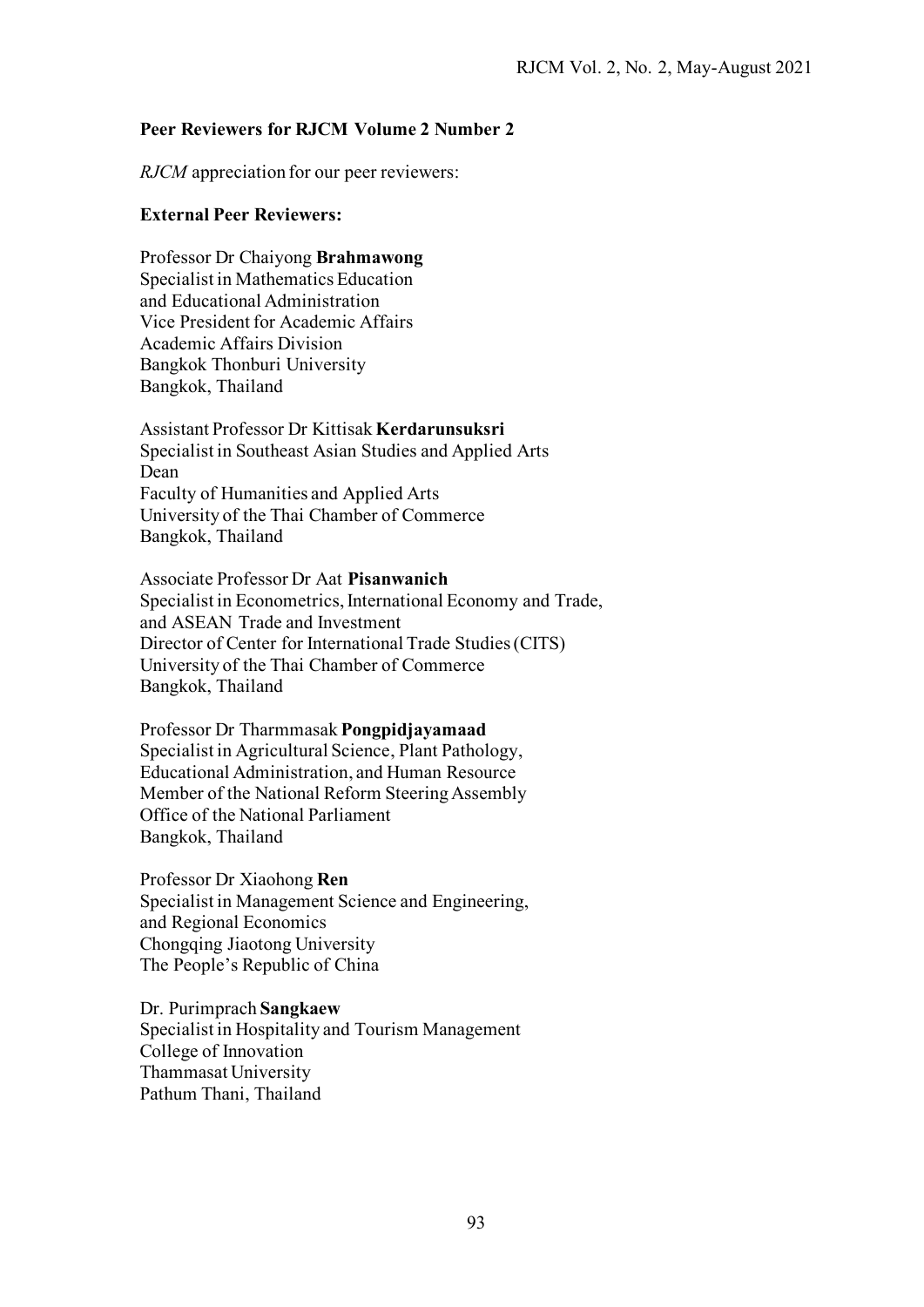## Peer Reviewers for RJCM Volume 2 Number 2

*RJCM* appreciation for our peer reviewers:

### External Peer Reviewers:

Professor Dr Chaiyong **Brahmawong**  
Specialist in Mathematics Education  
and Educational Administration  
Vice President for Academic Affairs  
Academic Affairs Division  
Bangkok Thonburi University  
Bangkok, Thailand

Assistant Professor Dr Kittisak **Kerdarunsuksri**  
Specialist in Southeast Asian Studies and Applied Arts  
Dean  
Faculty of Humanities and Applied Arts  
University of the Thai Chamber of Commerce  
Bangkok, Thailand

Associate Professor Dr Aat **Pisanwanich**  
Specialist in Econometrics, International Economy and Trade,  
and ASEAN Trade and Investment  
Director of Center for International Trade Studies (CITS)  
University of the Thai Chamber of Commerce  
Bangkok, Thailand

Professor Dr Tharmmasak **Pongpidjayamaad**  
Specialist in Agricultural Science, Plant Pathology,  
Educational Administration, and Human Resource  
Member of the National Reform Steering Assembly  
Office of the National Parliament  
Bangkok, Thailand

Professor Dr Xiaohong **Ren**  
Specialist in Management Science and Engineering,  
and Regional Economics  
Chongqing Jiaotong University  
The People's Republic of China

Dr. Purimprach **Sangkaew**  
Specialist in Hospitality and Tourism Management  
College of Innovation  
Thammasat University  
Pathum Thani, Thailand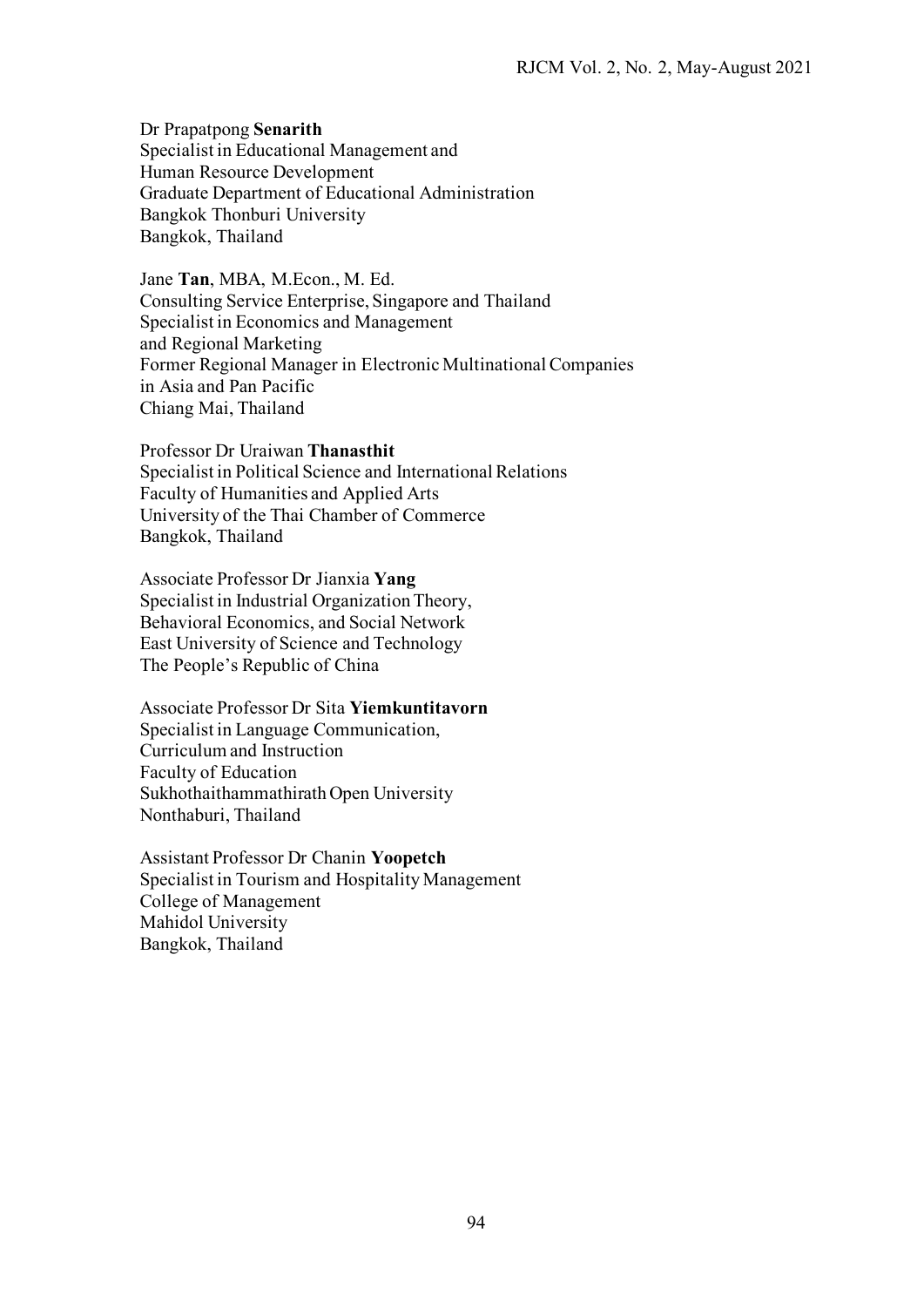Dr Prapatpong **Senarith**
Specialist in Educational Management and
Human Resource Development
Graduate Department of Educational Administration
Bangkok Thonburi University
Bangkok, Thailand

Jane **Tan**, MBA, M.Econ., M. Ed.
Consulting Service Enterprise, Singapore and Thailand
Specialist in Economics and Management
and Regional Marketing
Former Regional Manager in Electronic Multinational Companies
in Asia and Pan Pacific
Chiang Mai, Thailand

Professor Dr Uraiwan **Thanasthit**
Specialist in Political Science and International Relations
Faculty of Humanities and Applied Arts
University of the Thai Chamber of Commerce
Bangkok, Thailand

Associate Professor Dr Jianxia **Yang**
Specialist in Industrial Organization Theory,
Behavioral Economics, and Social Network
East University of Science and Technology
The People's Republic of China

Associate Professor Dr Sita **Yiemkuntitavorn**
Specialist in Language Communication,
Curriculum and Instruction
Faculty of Education
Sukhothaithammathirath Open University
Nonthaburi, Thailand

Assistant Professor Dr Chanin **Yoopetch**
Specialist in Tourism and Hospitality Management
College of Management
Mahidol University
Bangkok, Thailand